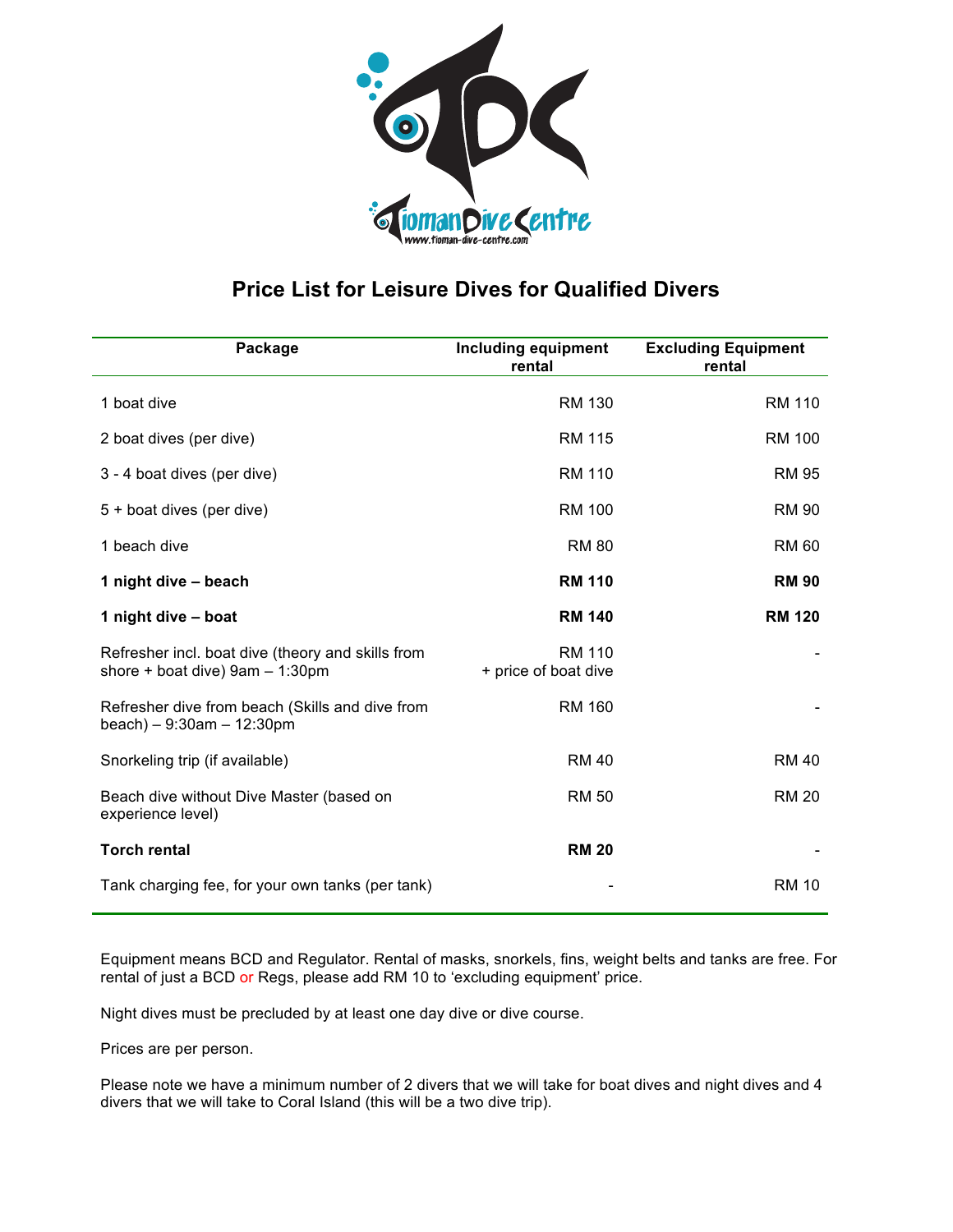# Price List for Leisure Dives for Qualified Divers

| Package | Including equipment rental | Excluding Equipment rental |
| --- | --- | --- |
| 1 boat dive | RM 130 | RM 110 |
| 2 boat dives (per dive) | RM 115 | RM 100 |
| 3 - 4 boat dives (per dive) | RM 110 | RM 95 |
| 5 + boat dives (per dive) | RM 100 | RM 90 |
| 1 beach dive | RM 80 | RM 60 |
| **1 night dive – beach** | **RM 110** | **RM 90** |
| **1 night dive – boat** | **RM 140** | **RM 120** |
| Refresher incl. boat dive (theory and skills from shore + boat dive) 9am – 1:30pm | RM 110 + price of boat dive | - |
| Refresher dive from beach (Skills and dive from beach) – 9:30am – 12:30pm | RM 160 | - |
| Snorkeling trip (if available) | RM 40 | RM 40 |
| Beach dive without Dive Master (based on experience level) | RM 50 | RM 20 |
| **Torch rental** | **RM 20** | - |
| Tank charging fee, for your own tanks (per tank) | - | RM 10 |

Equipment means BCD and Regulator. Rental of masks, snorkels, fins, weight belts and tanks are free. For rental of just a BCD or Regs, please add RM 10 to 'excluding equipment' price.

Night dives must be precluded by at least one day dive or dive course.

Prices are per person.

Please note we have a minimum number of 2 divers that we will take for boat dives and night dives and 4 divers that we will take to Coral Island (this will be a two dive trip).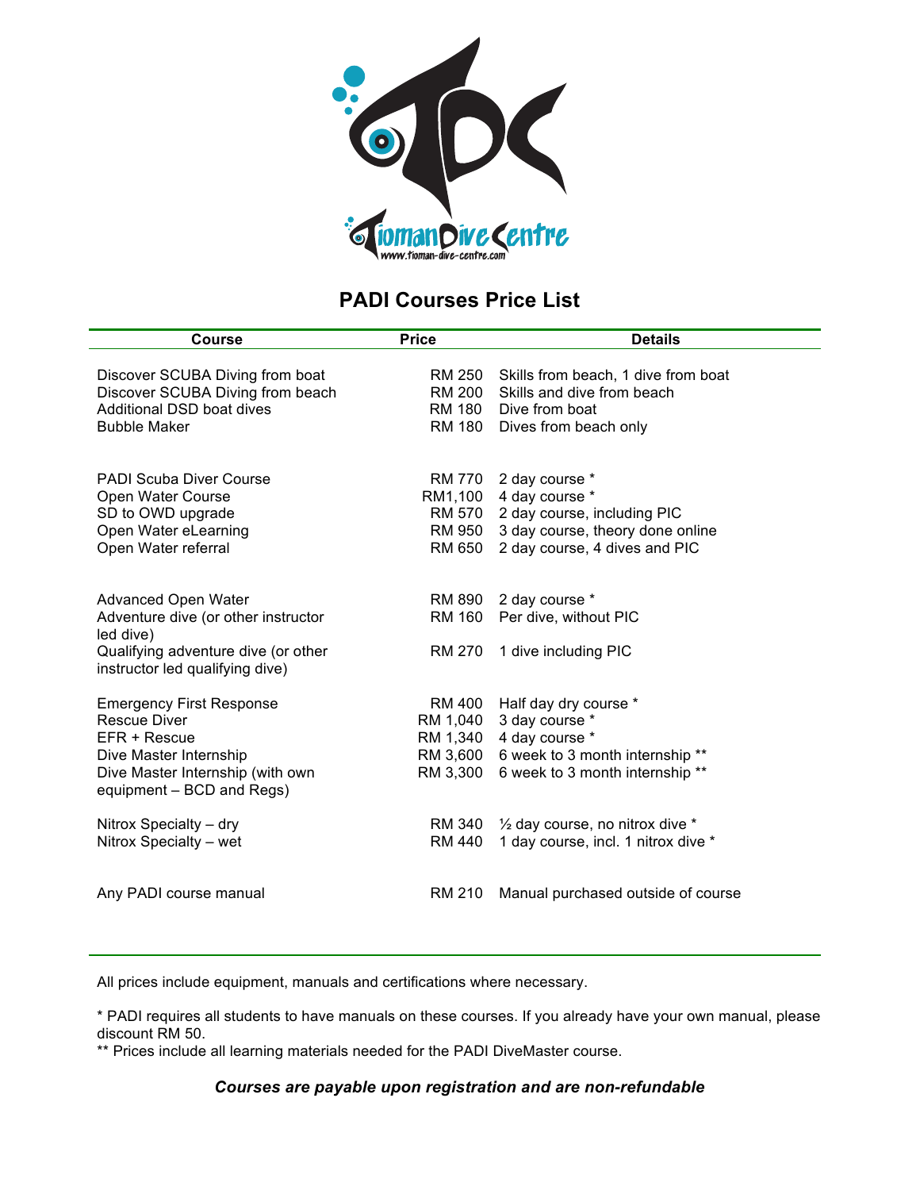## PADI Courses Price List

| Course | Price | Details |
|---|---|---|
| Discover SCUBA Diving from boat | RM 250 | Skills from beach, 1 dive from boat |
| Discover SCUBA Diving from beach | RM 200 | Skills and dive from beach |
| Additional DSD boat dives | RM 180 | Dive from boat |
| Bubble Maker | RM 180 | Dives from beach only |
| PADI Scuba Diver Course | RM 770 | 2 day course * |
| Open Water Course | RM1,100 | 4 day course * |
| SD to OWD upgrade | RM 570 | 2 day course, including PIC |
| Open Water eLearning | RM 950 | 3 day course, theory done online |
| Open Water referral | RM 650 | 2 day course, 4 dives and PIC |
| Advanced Open Water | RM 890 | 2 day course * |
| Adventure dive (or other instructor led dive) | RM 160 | Per dive, without PIC |
| Qualifying adventure dive (or other instructor led qualifying dive) | RM 270 | 1 dive including PIC |
| Emergency First Response | RM 400 | Half day dry course * |
| Rescue Diver | RM 1,040 | 3 day course * |
| EFR + Rescue | RM 1,340 | 4 day course * |
| Dive Master Internship | RM 3,600 | 6 week to 3 month internship ** |
| Dive Master Internship (with own equipment – BCD and Regs) | RM 3,300 | 6 week to 3 month internship ** |
| Nitrox Specialty – dry | RM 340 | ½ day course, no nitrox dive * |
| Nitrox Specialty – wet | RM 440 | 1 day course, incl. 1 nitrox dive * |
| Any PADI course manual | RM 210 | Manual purchased outside of course |

All prices include equipment, manuals and certifications where necessary.

* PADI requires all students to have manuals on these courses. If you already have your own manual, please discount RM 50.

** Prices include all learning materials needed for the PADI DiveMaster course.

***Courses are payable upon registration and are non-refundable***